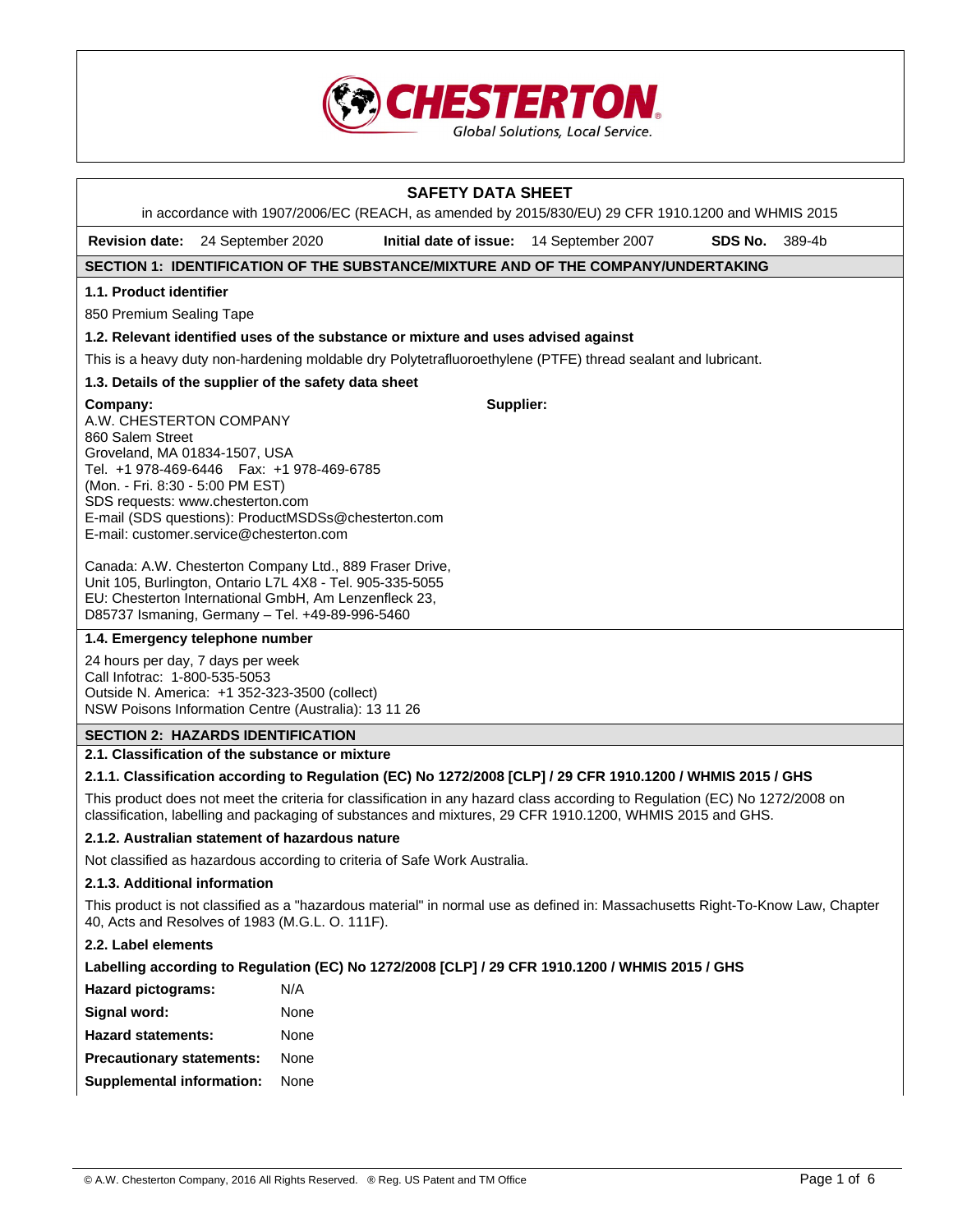CHESTERTON

Global Solutions, Local Service.

# SAFETY DATA SHEET

in accordance with 1907/2006/EC (REACH, as amended by 2015/830/EU) 29 CFR 1910.1200 and WHMIS 2015

**Revision date:** 24 September 2020 **Initial date of issue:** 14 September 2007 **SDS No.** 389-4b

## SECTION 1: IDENTIFICATION OF THE SUBSTANCE/MIXTURE AND OF THE COMPANY/UNDERTAKING

### 1.1. Product identifier

850 Premium Sealing Tape

### 1.2. Relevant identified uses of the substance or mixture and uses advised against

This is a heavy duty non-hardening moldable dry Polytetrafluoroethylene (PTFE) thread sealant and lubricant.

### 1.3. Details of the supplier of the safety data sheet

**Company:**
A.W. CHESTERTON COMPANY
860 Salem Street
Groveland, MA 01834-1507, USA
Tel. +1 978-469-6446 Fax: +1 978-469-6785
(Mon. - Fri. 8:30 - 5:00 PM EST)
SDS requests: www.chesterton.com
E-mail (SDS questions): ProductMSDSs@chesterton.com
E-mail: customer.service@chesterton.com

**Supplier:**

Canada: A.W. Chesterton Company Ltd., 889 Fraser Drive, Unit 105, Burlington, Ontario L7L 4X8 - Tel. 905-335-5055
EU: Chesterton International GmbH, Am Lenzenfleck 23, D85737 Ismaning, Germany – Tel. +49-89-996-5460

### 1.4. Emergency telephone number

24 hours per day, 7 days per week
Call Infotrac: 1-800-535-5053
Outside N. America: +1 352-323-3500 (collect)
NSW Poisons Information Centre (Australia): 13 11 26

## SECTION 2: HAZARDS IDENTIFICATION

### 2.1. Classification of the substance or mixture

#### 2.1.1. Classification according to Regulation (EC) No 1272/2008 [CLP] / 29 CFR 1910.1200 / WHMIS 2015 / GHS

This product does not meet the criteria for classification in any hazard class according to Regulation (EC) No 1272/2008 on classification, labelling and packaging of substances and mixtures, 29 CFR 1910.1200, WHMIS 2015 and GHS.

#### 2.1.2. Australian statement of hazardous nature

Not classified as hazardous according to criteria of Safe Work Australia.

#### 2.1.3. Additional information

This product is not classified as a "hazardous material" in normal use as defined in: Massachusetts Right-To-Know Law, Chapter 40, Acts and Resolves of 1983 (M.G.L. O. 111F).

### 2.2. Label elements

**Labelling according to Regulation (EC) No 1272/2008 [CLP] / 29 CFR 1910.1200 / WHMIS 2015 / GHS**

**Hazard pictograms:** N/A

**Signal word:** None

**Hazard statements:** None

**Precautionary statements:** None

**Supplemental information:** None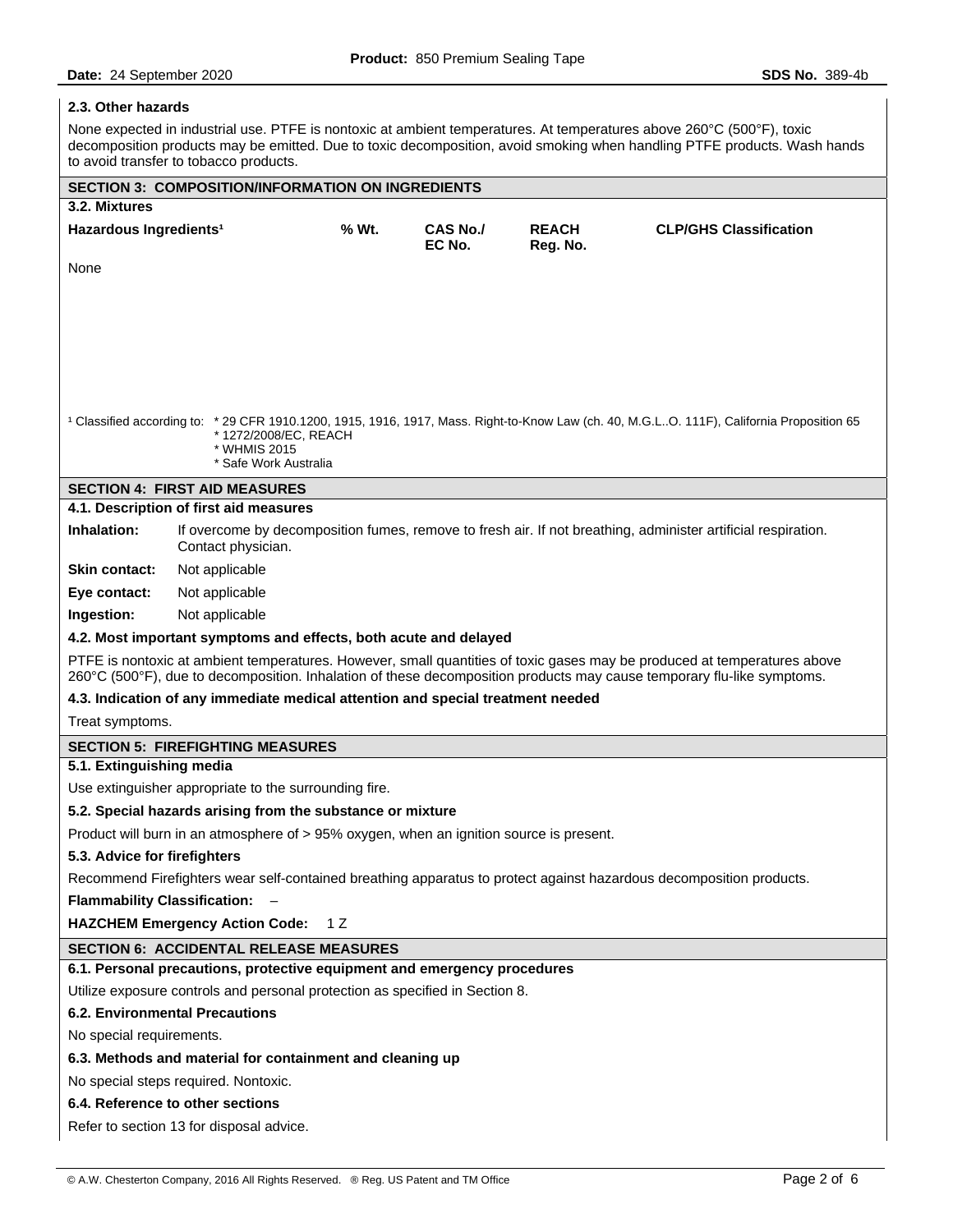### 2.3. Other hazards

None expected in industrial use. PTFE is nontoxic at ambient temperatures. At temperatures above 260°C (500°F), toxic decomposition products may be emitted. Due to toxic decomposition, avoid smoking when handling PTFE products. Wash hands to avoid transfer to tobacco products.

## SECTION 3: COMPOSITION/INFORMATION ON INGREDIENTS

### 3.2. Mixtures

| Hazardous Ingredients[1] | % Wt. | CAS No./ EC No. | REACH Reg. No. | CLP/GHS Classification |
|---|---|---|---|---|
| None | | | | |

[1] Classified according to: * 29 CFR 1910.1200, 1915, 1916, 1917, Mass. Right-to-Know Law (ch. 40, M.G.L..O. 111F), California Proposition 65
* 1272/2008/EC, REACH
* WHMIS 2015
* Safe Work Australia

## SECTION 4: FIRST AID MEASURES

### 4.1. Description of first aid measures

**Inhalation:** If overcome by decomposition fumes, remove to fresh air. If not breathing, administer artificial respiration. Contact physician.

**Skin contact:** Not applicable

**Eye contact:** Not applicable

**Ingestion:** Not applicable

### 4.2. Most important symptoms and effects, both acute and delayed

PTFE is nontoxic at ambient temperatures. However, small quantities of toxic gases may be produced at temperatures above 260°C (500°F), due to decomposition. Inhalation of these decomposition products may cause temporary flu-like symptoms.

### 4.3. Indication of any immediate medical attention and special treatment needed

Treat symptoms.

## SECTION 5: FIREFIGHTING MEASURES

### 5.1. Extinguishing media

Use extinguisher appropriate to the surrounding fire.

### 5.2. Special hazards arising from the substance or mixture

Product will burn in an atmosphere of > 95% oxygen, when an ignition source is present.

### 5.3. Advice for firefighters

Recommend Firefighters wear self-contained breathing apparatus to protect against hazardous decomposition products.

**Flammability Classification:** –

**HAZCHEM Emergency Action Code:** 1 Z

## SECTION 6: ACCIDENTAL RELEASE MEASURES

### 6.1. Personal precautions, protective equipment and emergency procedures

Utilize exposure controls and personal protection as specified in Section 8.

### 6.2. Environmental Precautions

No special requirements.

### 6.3. Methods and material for containment and cleaning up

No special steps required. Nontoxic.

### 6.4. Reference to other sections

Refer to section 13 for disposal advice.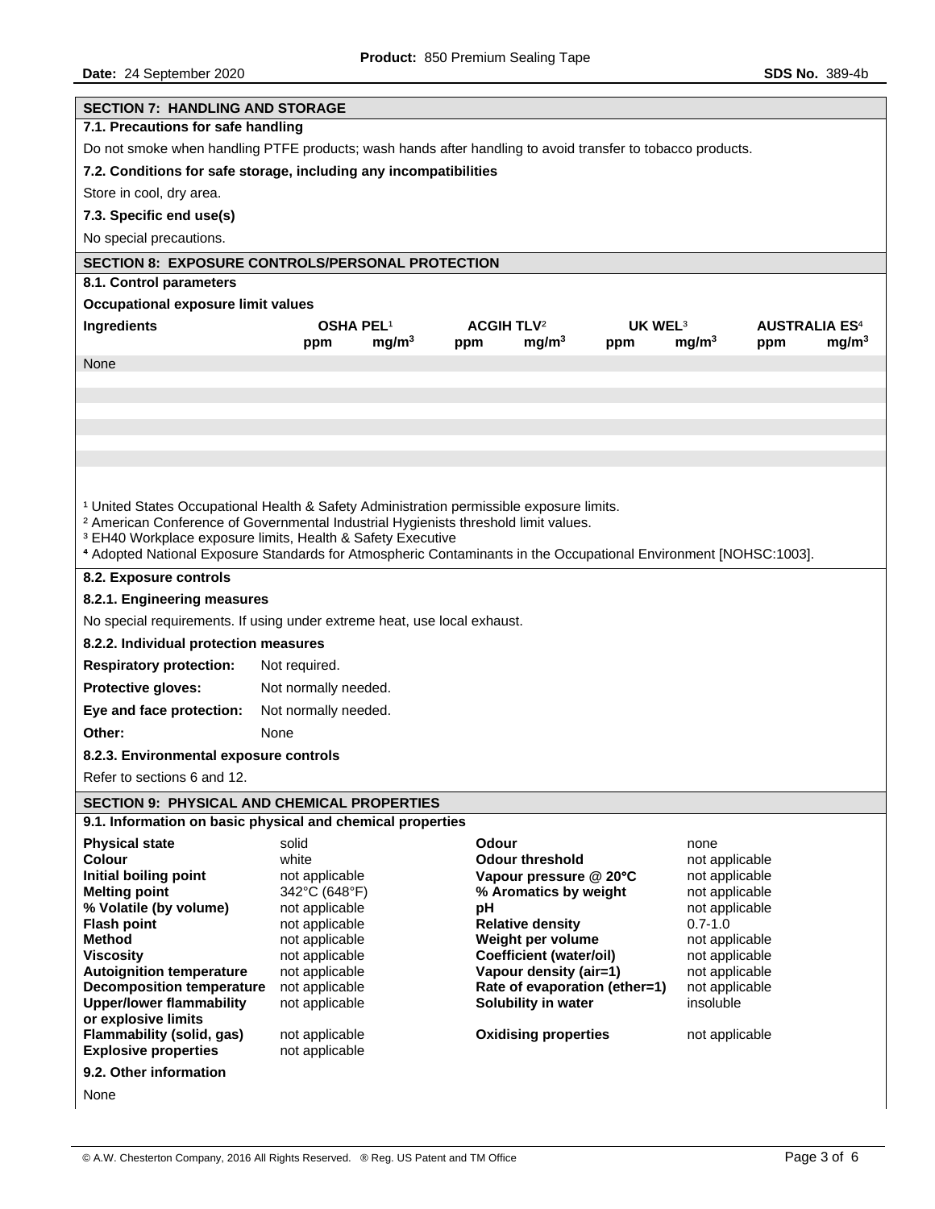## SECTION 7: HANDLING AND STORAGE

### 7.1. Precautions for safe handling

Do not smoke when handling PTFE products; wash hands after handling to avoid transfer to tobacco products.

### 7.2. Conditions for safe storage, including any incompatibilities

Store in cool, dry area.

### 7.3. Specific end use(s)

No special precautions.

## SECTION 8: EXPOSURE CONTROLS/PERSONAL PROTECTION

### 8.1. Control parameters

**Occupational exposure limit values**

| Ingredients | OSHA PEL[1] | | ACGIH TLV[2] | | UK WEL[3] | | AUSTRALIA ES[4] | |
|---|---|---|---|---|---|---|---|---|
| | ppm | $mg/m^3$ | ppm | $mg/m^3$ | ppm | $mg/m^3$ | ppm | $mg/m^3$ |
| None | | | | | | | | |

[1] United States Occupational Health & Safety Administration permissible exposure limits.
[2] American Conference of Governmental Industrial Hygienists threshold limit values.
[3] EH40 Workplace exposure limits, Health & Safety Executive
[4] Adopted National Exposure Standards for Atmospheric Contaminants in the Occupational Environment [NOHSC:1003].

### 8.2. Exposure controls

#### 8.2.1. Engineering measures

No special requirements. If using under extreme heat, use local exhaust.

#### 8.2.2. Individual protection measures

**Respiratory protection:** Not required.

**Protective gloves:** Not normally needed.

**Eye and face protection:** Not normally needed.

**Other:** None

#### 8.2.3. Environmental exposure controls

Refer to sections 6 and 12.

## SECTION 9: PHYSICAL AND CHEMICAL PROPERTIES

### 9.1. Information on basic physical and chemical properties

| Property | Value | Property | Value |
|---|---|---|---|
| **Physical state** | solid | **Odour** | none |
| **Colour** | white | **Odour threshold** | not applicable |
| **Initial boiling point** | not applicable | **Vapour pressure @ 20°C** | not applicable |
| **Melting point** | 342°C (648°F) | **% Aromatics by weight** | not applicable |
| **% Volatile (by volume)** | not applicable | **pH** | not applicable |
| **Flash point** | not applicable | **Relative density** | 0.7-1.0 |
| **Method** | not applicable | **Weight per volume** | not applicable |
| **Viscosity** | not applicable | **Coefficient (water/oil)** | not applicable |
| **Autoignition temperature** | not applicable | **Vapour density (air=1)** | not applicable |
| **Decomposition temperature** | not applicable | **Rate of evaporation (ether=1)** | not applicable |
| **Upper/lower flammability or explosive limits** | not applicable | **Solubility in water** | insoluble |
| **Flammability (solid, gas)** | not applicable | **Oxidising properties** | not applicable |
| **Explosive properties** | not applicable | | |

### 9.2. Other information

None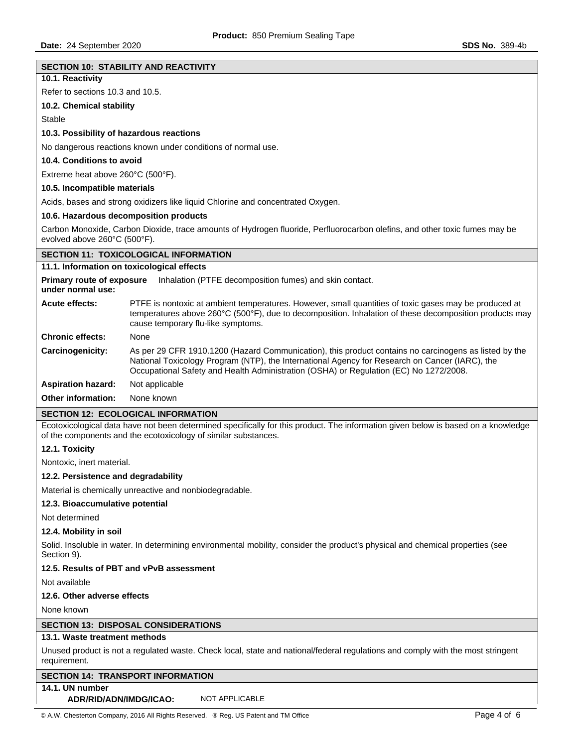## SECTION 10: STABILITY AND REACTIVITY

### 10.1. Reactivity

Refer to sections 10.3 and 10.5.

### 10.2. Chemical stability

Stable

### 10.3. Possibility of hazardous reactions

No dangerous reactions known under conditions of normal use.

### 10.4. Conditions to avoid

Extreme heat above 260°C (500°F).

### 10.5. Incompatible materials

Acids, bases and strong oxidizers like liquid Chlorine and concentrated Oxygen.

### 10.6. Hazardous decomposition products

Carbon Monoxide, Carbon Dioxide, trace amounts of Hydrogen fluoride, Perfluorocarbon olefins, and other toxic fumes may be evolved above 260°C (500°F).

## SECTION 11: TOXICOLOGICAL INFORMATION

### 11.1. Information on toxicological effects

**Primary route of exposure under normal use:** Inhalation (PTFE decomposition fumes) and skin contact.

**Acute effects:** PTFE is nontoxic at ambient temperatures. However, small quantities of toxic gases may be produced at temperatures above 260°C (500°F), due to decomposition. Inhalation of these decomposition products may cause temporary flu-like symptoms.

**Chronic effects:** None

**Carcinogenicity:** As per 29 CFR 1910.1200 (Hazard Communication), this product contains no carcinogens as listed by the National Toxicology Program (NTP), the International Agency for Research on Cancer (IARC), the Occupational Safety and Health Administration (OSHA) or Regulation (EC) No 1272/2008.

**Aspiration hazard:** Not applicable

**Other information:** None known

## SECTION 12: ECOLOGICAL INFORMATION

Ecotoxicological data have not been determined specifically for this product. The information given below is based on a knowledge of the components and the ecotoxicology of similar substances.

### 12.1. Toxicity

Nontoxic, inert material.

### 12.2. Persistence and degradability

Material is chemically unreactive and nonbiodegradable.

### 12.3. Bioaccumulative potential

Not determined

### 12.4. Mobility in soil

Solid. Insoluble in water. In determining environmental mobility, consider the product's physical and chemical properties (see Section 9).

### 12.5. Results of PBT and vPvB assessment

Not available

### 12.6. Other adverse effects

None known

## SECTION 13: DISPOSAL CONSIDERATIONS

### 13.1. Waste treatment methods

Unused product is not a regulated waste. Check local, state and national/federal regulations and comply with the most stringent requirement.

## SECTION 14: TRANSPORT INFORMATION

### 14.1. UN number

**ADR/RID/ADN/IMDG/ICAO:** NOT APPLICABLE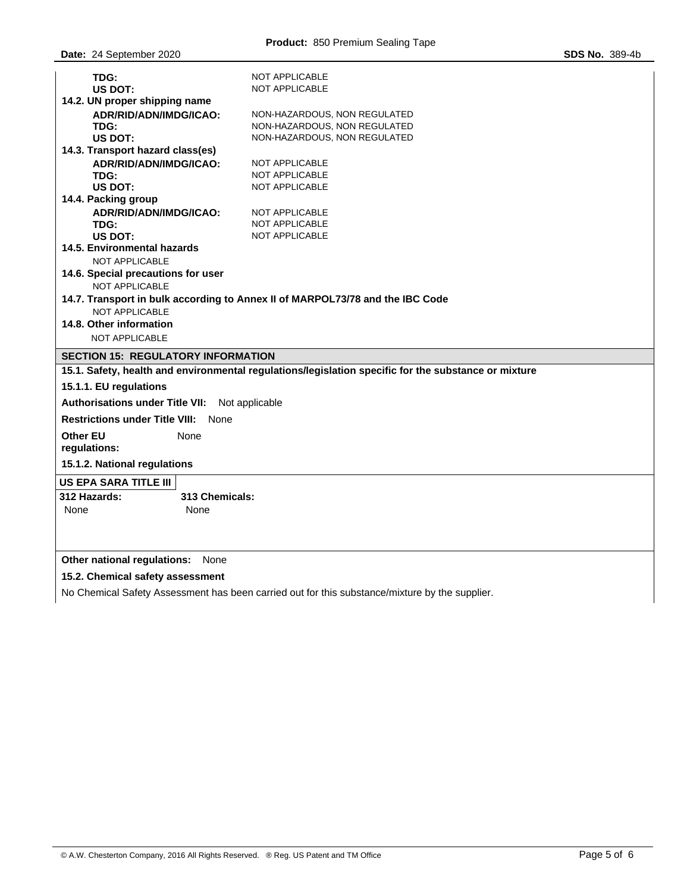| | |
|---|---|
| **TDG:** | NOT APPLICABLE |
| **US DOT:** | NOT APPLICABLE |

**14.2. UN proper shipping name**

| | |
|---|---|
| **ADR/RID/ADN/IMDG/ICAO:** | NON-HAZARDOUS, NON REGULATED |
| **TDG:** | NON-HAZARDOUS, NON REGULATED |
| **US DOT:** | NON-HAZARDOUS, NON REGULATED |

**14.3. Transport hazard class(es)**

| | |
|---|---|
| **ADR/RID/ADN/IMDG/ICAO:** | NOT APPLICABLE |
| **TDG:** | NOT APPLICABLE |
| **US DOT:** | NOT APPLICABLE |

**14.4. Packing group**

| | |
|---|---|
| **ADR/RID/ADN/IMDG/ICAO:** | NOT APPLICABLE |
| **TDG:** | NOT APPLICABLE |
| **US DOT:** | NOT APPLICABLE |

**14.5. Environmental hazards**

NOT APPLICABLE

**14.6. Special precautions for user**

NOT APPLICABLE

**14.7. Transport in bulk according to Annex II of MARPOL73/78 and the IBC Code**

NOT APPLICABLE

**14.8. Other information**

NOT APPLICABLE

## SECTION 15: REGULATORY INFORMATION

**15.1. Safety, health and environmental regulations/legislation specific for the substance or mixture**

**15.1.1. EU regulations**

**Authorisations under Title VII:** Not applicable

**Restrictions under Title VIII:** None

**Other EU regulations:** None

**15.1.2. National regulations**

**US EPA SARA TITLE III**

| 312 Hazards: | 313 Chemicals: |
|---|---|
| None | None |

**Other national regulations:** None

**15.2. Chemical safety assessment**

No Chemical Safety Assessment has been carried out for this substance/mixture by the supplier.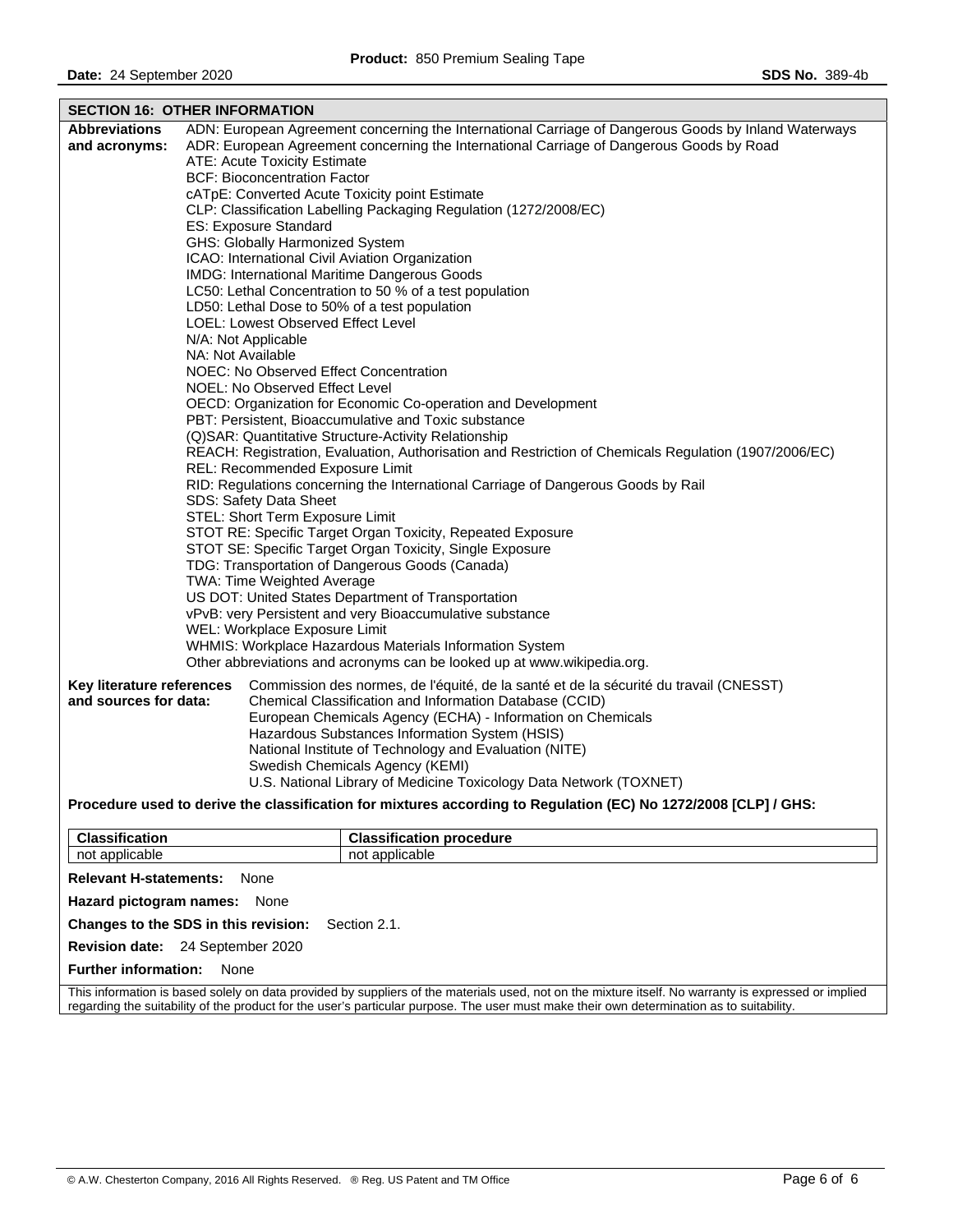## SECTION 16: OTHER INFORMATION

**Abbreviations and acronyms:**

ADN: European Agreement concerning the International Carriage of Dangerous Goods by Inland Waterways
ADR: European Agreement concerning the International Carriage of Dangerous Goods by Road
ATE: Acute Toxicity Estimate
BCF: Bioconcentration Factor
cATpE: Converted Acute Toxicity point Estimate
CLP: Classification Labelling Packaging Regulation (1272/2008/EC)
ES: Exposure Standard
GHS: Globally Harmonized System
ICAO: International Civil Aviation Organization
IMDG: International Maritime Dangerous Goods
LC50: Lethal Concentration to 50 % of a test population
LD50: Lethal Dose to 50% of a test population
LOEL: Lowest Observed Effect Level
N/A: Not Applicable
NA: Not Available
NOEC: No Observed Effect Concentration
NOEL: No Observed Effect Level
OECD: Organization for Economic Co-operation and Development
PBT: Persistent, Bioaccumulative and Toxic substance
(Q)SAR: Quantitative Structure-Activity Relationship
REACH: Registration, Evaluation, Authorisation and Restriction of Chemicals Regulation (1907/2006/EC)
REL: Recommended Exposure Limit
RID: Regulations concerning the International Carriage of Dangerous Goods by Rail
SDS: Safety Data Sheet
STEL: Short Term Exposure Limit
STOT RE: Specific Target Organ Toxicity, Repeated Exposure
STOT SE: Specific Target Organ Toxicity, Single Exposure
TDG: Transportation of Dangerous Goods (Canada)
TWA: Time Weighted Average
US DOT: United States Department of Transportation
vPvB: very Persistent and very Bioaccumulative substance
WEL: Workplace Exposure Limit
WHMIS: Workplace Hazardous Materials Information System
Other abbreviations and acronyms can be looked up at www.wikipedia.org.

**Key literature references and sources for data:**

Commission des normes, de l'équité, de la santé et de la sécurité du travail (CNESST)
Chemical Classification and Information Database (CCID)
European Chemicals Agency (ECHA) - Information on Chemicals
Hazardous Substances Information System (HSIS)
National Institute of Technology and Evaluation (NITE)
Swedish Chemicals Agency (KEMI)
U.S. National Library of Medicine Toxicology Data Network (TOXNET)

**Procedure used to derive the classification for mixtures according to Regulation (EC) No 1272/2008 [CLP] / GHS:**

| Classification | Classification procedure |
|---|---|
| not applicable | not applicable |

**Relevant H-statements:** None

**Hazard pictogram names:** None

**Changes to the SDS in this revision:** Section 2.1.

**Revision date:** 24 September 2020

**Further information:** None

This information is based solely on data provided by suppliers of the materials used, not on the mixture itself. No warranty is expressed or implied regarding the suitability of the product for the user's particular purpose. The user must make their own determination as to suitability.